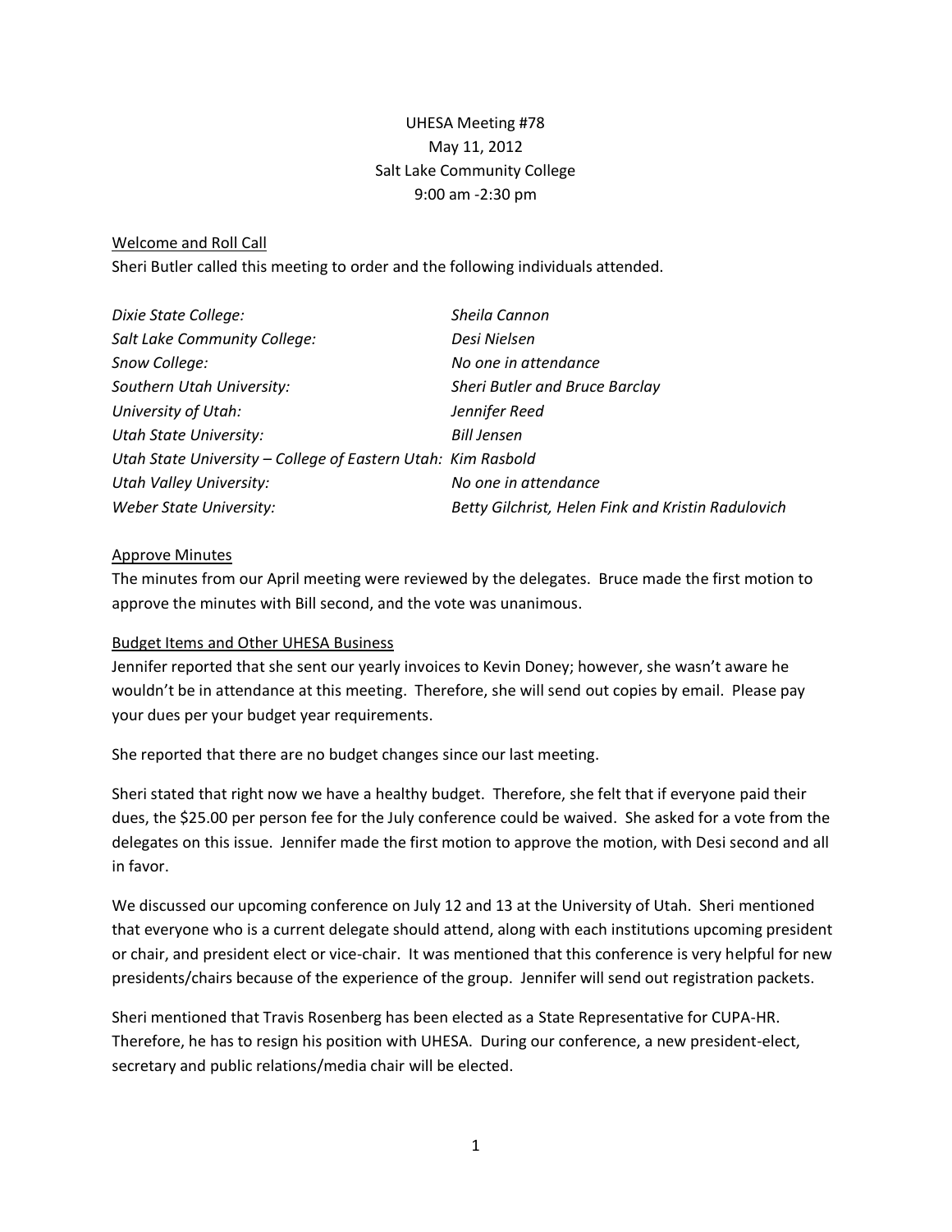UHESA Meeting #78
May 11, 2012
Salt Lake Community College
9:00 am -2:30 pm

<u>Welcome and Roll Call</u>

Sheri Butler called this meeting to order and the following individuals attended.

| | |
|---|---|
| *Dixie State College:* | *Sheila Cannon* |
| *Salt Lake Community College:* | *Desi Nielsen* |
| *Snow College:* | *No one in attendance* |
| *Southern Utah University:* | *Sheri Butler and Bruce Barclay* |
| *University of Utah:* | *Jennifer Reed* |
| *Utah State University:* | *Bill Jensen* |
| *Utah State University – College of Eastern Utah:* | *Kim Rasbold* |
| *Utah Valley University:* | *No one in attendance* |
| *Weber State University:* | *Betty Gilchrist, Helen Fink and Kristin Radulovich* |

<u>Approve Minutes</u>

The minutes from our April meeting were reviewed by the delegates. Bruce made the first motion to approve the minutes with Bill second, and the vote was unanimous.

<u>Budget Items and Other UHESA Business</u>

Jennifer reported that she sent our yearly invoices to Kevin Doney; however, she wasn't aware he wouldn't be in attendance at this meeting. Therefore, she will send out copies by email. Please pay your dues per your budget year requirements.

She reported that there are no budget changes since our last meeting.

Sheri stated that right now we have a healthy budget. Therefore, she felt that if everyone paid their dues, the $25.00 per person fee for the July conference could be waived. She asked for a vote from the delegates on this issue. Jennifer made the first motion to approve the motion, with Desi second and all in favor.

We discussed our upcoming conference on July 12 and 13 at the University of Utah. Sheri mentioned that everyone who is a current delegate should attend, along with each institutions upcoming president or chair, and president elect or vice-chair. It was mentioned that this conference is very helpful for new presidents/chairs because of the experience of the group. Jennifer will send out registration packets.

Sheri mentioned that Travis Rosenberg has been elected as a State Representative for CUPA-HR. Therefore, he has to resign his position with UHESA. During our conference, a new president-elect, secretary and public relations/media chair will be elected.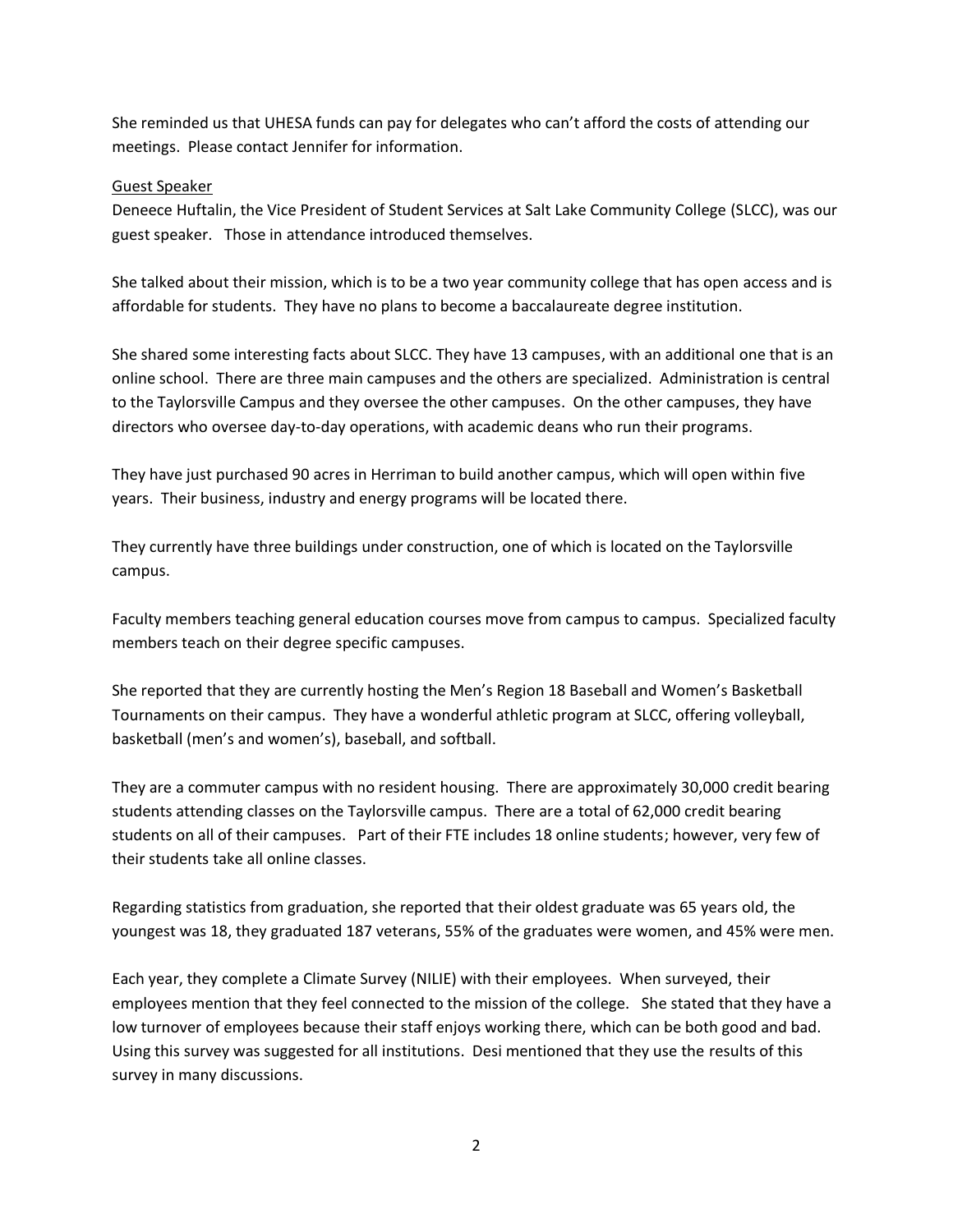She reminded us that UHESA funds can pay for delegates who can't afford the costs of attending our meetings. Please contact Jennifer for information.

<u>Guest Speaker</u>

Deneece Huftalin, the Vice President of Student Services at Salt Lake Community College (SLCC), was our guest speaker. Those in attendance introduced themselves.

She talked about their mission, which is to be a two year community college that has open access and is affordable for students. They have no plans to become a baccalaureate degree institution.

She shared some interesting facts about SLCC. They have 13 campuses, with an additional one that is an online school. There are three main campuses and the others are specialized. Administration is central to the Taylorsville Campus and they oversee the other campuses. On the other campuses, they have directors who oversee day-to-day operations, with academic deans who run their programs.

They have just purchased 90 acres in Herriman to build another campus, which will open within five years. Their business, industry and energy programs will be located there.

They currently have three buildings under construction, one of which is located on the Taylorsville campus.

Faculty members teaching general education courses move from campus to campus. Specialized faculty members teach on their degree specific campuses.

She reported that they are currently hosting the Men's Region 18 Baseball and Women's Basketball Tournaments on their campus. They have a wonderful athletic program at SLCC, offering volleyball, basketball (men's and women's), baseball, and softball.

They are a commuter campus with no resident housing. There are approximately 30,000 credit bearing students attending classes on the Taylorsville campus. There are a total of 62,000 credit bearing students on all of their campuses. Part of their FTE includes 18 online students; however, very few of their students take all online classes.

Regarding statistics from graduation, she reported that their oldest graduate was 65 years old, the youngest was 18, they graduated 187 veterans, 55% of the graduates were women, and 45% were men.

Each year, they complete a Climate Survey (NILIE) with their employees. When surveyed, their employees mention that they feel connected to the mission of the college. She stated that they have a low turnover of employees because their staff enjoys working there, which can be both good and bad. Using this survey was suggested for all institutions. Desi mentioned that they use the results of this survey in many discussions.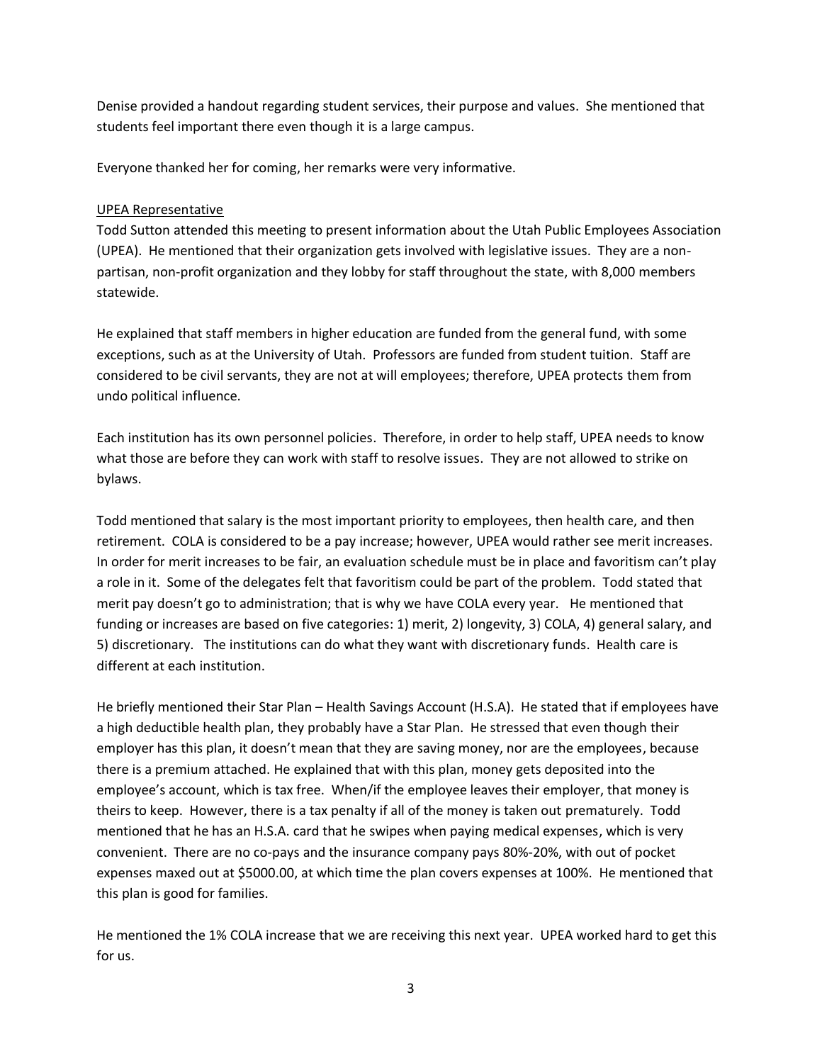Denise provided a handout regarding student services, their purpose and values. She mentioned that students feel important there even though it is a large campus.

Everyone thanked her for coming, her remarks were very informative.

<u>UPEA Representative</u>

Todd Sutton attended this meeting to present information about the Utah Public Employees Association (UPEA). He mentioned that their organization gets involved with legislative issues. They are a non-partisan, non-profit organization and they lobby for staff throughout the state, with 8,000 members statewide.

He explained that staff members in higher education are funded from the general fund, with some exceptions, such as at the University of Utah. Professors are funded from student tuition. Staff are considered to be civil servants, they are not at will employees; therefore, UPEA protects them from undo political influence.

Each institution has its own personnel policies. Therefore, in order to help staff, UPEA needs to know what those are before they can work with staff to resolve issues. They are not allowed to strike on bylaws.

Todd mentioned that salary is the most important priority to employees, then health care, and then retirement. COLA is considered to be a pay increase; however, UPEA would rather see merit increases. In order for merit increases to be fair, an evaluation schedule must be in place and favoritism can't play a role in it. Some of the delegates felt that favoritism could be part of the problem. Todd stated that merit pay doesn't go to administration; that is why we have COLA every year. He mentioned that funding or increases are based on five categories: 1) merit, 2) longevity, 3) COLA, 4) general salary, and 5) discretionary. The institutions can do what they want with discretionary funds. Health care is different at each institution.

He briefly mentioned their Star Plan – Health Savings Account (H.S.A). He stated that if employees have a high deductible health plan, they probably have a Star Plan. He stressed that even though their employer has this plan, it doesn't mean that they are saving money, nor are the employees, because there is a premium attached. He explained that with this plan, money gets deposited into the employee's account, which is tax free. When/if the employee leaves their employer, that money is theirs to keep. However, there is a tax penalty if all of the money is taken out prematurely. Todd mentioned that he has an H.S.A. card that he swipes when paying medical expenses, which is very convenient. There are no co-pays and the insurance company pays 80%-20%, with out of pocket expenses maxed out at $5000.00, at which time the plan covers expenses at 100%. He mentioned that this plan is good for families.

He mentioned the 1% COLA increase that we are receiving this next year. UPEA worked hard to get this for us.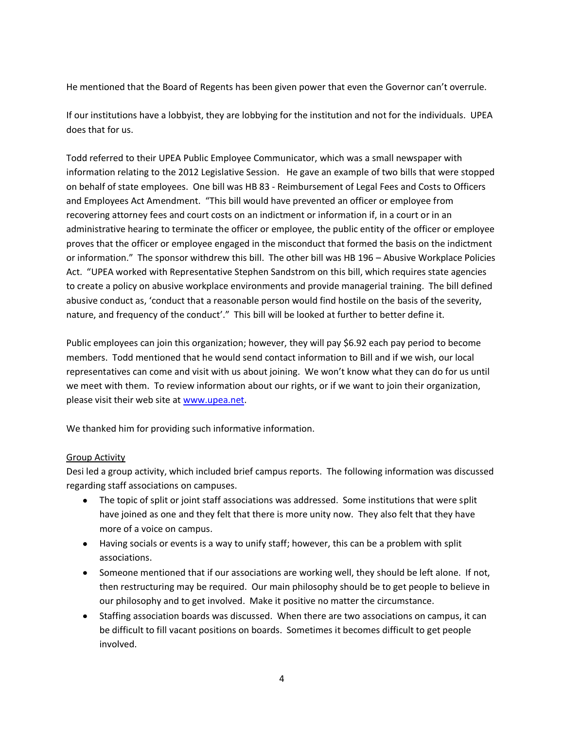He mentioned that the Board of Regents has been given power that even the Governor can't overrule.

If our institutions have a lobbyist, they are lobbying for the institution and not for the individuals. UPEA does that for us.

Todd referred to their UPEA Public Employee Communicator, which was a small newspaper with information relating to the 2012 Legislative Session. He gave an example of two bills that were stopped on behalf of state employees. One bill was HB 83 - Reimbursement of Legal Fees and Costs to Officers and Employees Act Amendment. "This bill would have prevented an officer or employee from recovering attorney fees and court costs on an indictment or information if, in a court or in an administrative hearing to terminate the officer or employee, the public entity of the officer or employee proves that the officer or employee engaged in the misconduct that formed the basis on the indictment or information." The sponsor withdrew this bill. The other bill was HB 196 – Abusive Workplace Policies Act. "UPEA worked with Representative Stephen Sandstrom on this bill, which requires state agencies to create a policy on abusive workplace environments and provide managerial training. The bill defined abusive conduct as, 'conduct that a reasonable person would find hostile on the basis of the severity, nature, and frequency of the conduct'." This bill will be looked at further to better define it.

Public employees can join this organization; however, they will pay $6.92 each pay period to become members. Todd mentioned that he would send contact information to Bill and if we wish, our local representatives can come and visit with us about joining. We won't know what they can do for us until we meet with them. To review information about our rights, or if we want to join their organization, please visit their web site at [www.upea.net](www.upea.net).

We thanked him for providing such informative information.

<u>Group Activity</u>

Desi led a group activity, which included brief campus reports. The following information was discussed regarding staff associations on campuses.

- The topic of split or joint staff associations was addressed. Some institutions that were split have joined as one and they felt that there is more unity now. They also felt that they have more of a voice on campus.
- Having socials or events is a way to unify staff; however, this can be a problem with split associations.
- Someone mentioned that if our associations are working well, they should be left alone. If not, then restructuring may be required. Our main philosophy should be to get people to believe in our philosophy and to get involved. Make it positive no matter the circumstance.
- Staffing association boards was discussed. When there are two associations on campus, it can be difficult to fill vacant positions on boards. Sometimes it becomes difficult to get people involved.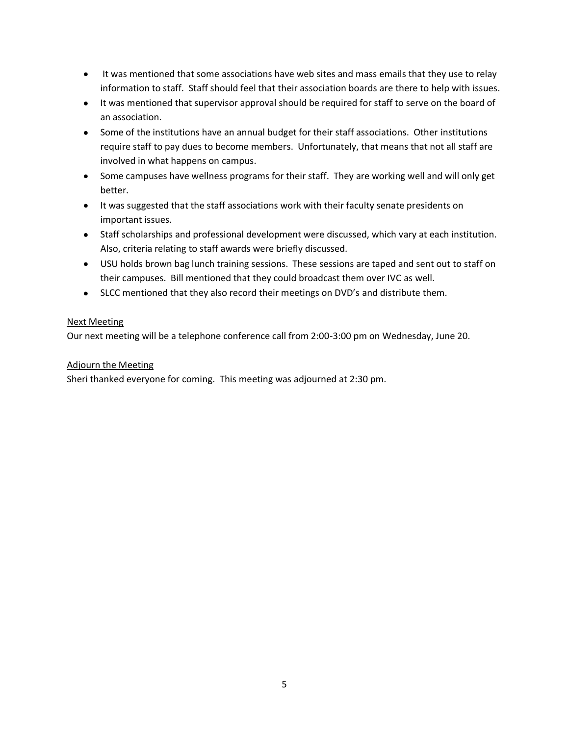- It was mentioned that some associations have web sites and mass emails that they use to relay information to staff. Staff should feel that their association boards are there to help with issues.
- It was mentioned that supervisor approval should be required for staff to serve on the board of an association.
- Some of the institutions have an annual budget for their staff associations. Other institutions require staff to pay dues to become members. Unfortunately, that means that not all staff are involved in what happens on campus.
- Some campuses have wellness programs for their staff. They are working well and will only get better.
- It was suggested that the staff associations work with their faculty senate presidents on important issues.
- Staff scholarships and professional development were discussed, which vary at each institution. Also, criteria relating to staff awards were briefly discussed.
- USU holds brown bag lunch training sessions. These sessions are taped and sent out to staff on their campuses. Bill mentioned that they could broadcast them over IVC as well.
- SLCC mentioned that they also record their meetings on DVD's and distribute them.

Next Meeting

Our next meeting will be a telephone conference call from 2:00-3:00 pm on Wednesday, June 20.

Adjourn the Meeting

Sheri thanked everyone for coming. This meeting was adjourned at 2:30 pm.